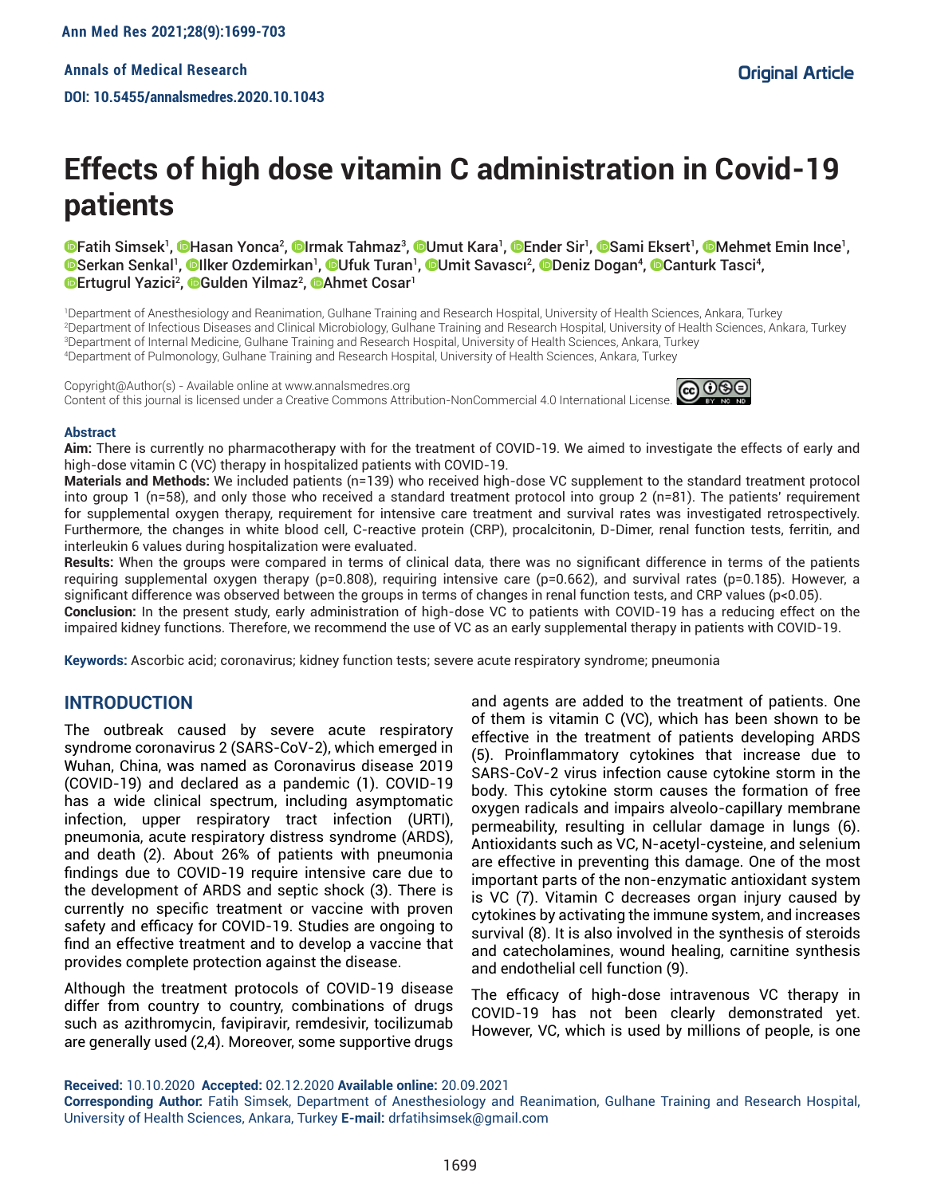Annals of Medical Research

DOI: 10.5455/annalsmedres.2020.10.1043

Original Article

# Effects of high dose vitamin C administration in Covid-19 patients

Fatih Simsek[1], Hasan Yonca[2], Irmak Tahmaz[3], Umut Kara[1], Ender Sir[1], Sami Eksert[1], Mehmet Emin Ince[1], Serkan Senkal[1], Ilker Ozdemirkan[1], Ufuk Turan[1], Umit Savascı[2], Deniz Dogan[4], Canturk Tasci[4], Ertugrul Yazici[2], Gulden Yilmaz[2], Ahmet Cosar[1]

[1]Department of Anesthesiology and Reanimation, Gulhane Training and Research Hospital, University of Health Sciences, Ankara, Turkey
[2]Department of Infectious Diseases and Clinical Microbiology, Gulhane Training and Research Hospital, University of Health Sciences, Ankara, Turkey
[3]Department of Internal Medicine, Gulhane Training and Research Hospital, University of Health Sciences, Ankara, Turkey
[4]Department of Pulmonology, Gulhane Training and Research Hospital, University of Health Sciences, Ankara, Turkey

Copyright@Author(s) - Available online at www.annalsmedres.org
Content of this journal is licensed under a Creative Commons Attribution-NonCommercial 4.0 International License.

## Abstract

**Aim:** There is currently no pharmacotherapy with for the treatment of COVID-19. We aimed to investigate the effects of early and high-dose vitamin C (VC) therapy in hospitalized patients with COVID-19.

**Materials and Methods:** We included patients (n=139) who received high-dose VC supplement to the standard treatment protocol into group 1 (n=58), and only those who received a standard treatment protocol into group 2 (n=81). The patients' requirement for supplemental oxygen therapy, requirement for intensive care treatment and survival rates was investigated retrospectively. Furthermore, the changes in white blood cell, C-reactive protein (CRP), procalcitonin, D-Dimer, renal function tests, ferritin, and interleukin 6 values during hospitalization were evaluated.

**Results:** When the groups were compared in terms of clinical data, there was no significant difference in terms of the patients requiring supplemental oxygen therapy (p=0.808), requiring intensive care (p=0.662), and survival rates (p=0.185). However, a significant difference was observed between the groups in terms of changes in renal function tests, and CRP values (p<0.05).

**Conclusion:** In the present study, early administration of high-dose VC to patients with COVID-19 has a reducing effect on the impaired kidney functions. Therefore, we recommend the use of VC as an early supplemental therapy in patients with COVID-19.

**Keywords:** Ascorbic acid; coronavirus; kidney function tests; severe acute respiratory syndrome; pneumonia

## INTRODUCTION

The outbreak caused by severe acute respiratory syndrome coronavirus 2 (SARS-CoV-2), which emerged in Wuhan, China, was named as Coronavirus disease 2019 (COVID-19) and declared as a pandemic (1). COVID-19 has a wide clinical spectrum, including asymptomatic infection, upper respiratory tract infection (URTI), pneumonia, acute respiratory distress syndrome (ARDS), and death (2). About 26% of patients with pneumonia findings due to COVID-19 require intensive care due to the development of ARDS and septic shock (3). There is currently no specific treatment or vaccine with proven safety and efficacy for COVID-19. Studies are ongoing to find an effective treatment and to develop a vaccine that provides complete protection against the disease.

Although the treatment protocols of COVID-19 disease differ from country to country, combinations of drugs such as azithromycin, favipiravir, remdesivir, tocilizumab are generally used (2,4). Moreover, some supportive drugs and agents are added to the treatment of patients. One of them is vitamin C (VC), which has been shown to be effective in the treatment of patients developing ARDS (5). Proinflammatory cytokines that increase due to SARS-CoV-2 virus infection cause cytokine storm in the body. This cytokine storm causes the formation of free oxygen radicals and impairs alveolo-capillary membrane permeability, resulting in cellular damage in lungs (6). Antioxidants such as VC, N-acetyl-cysteine, and selenium are effective in preventing this damage. One of the most important parts of the non-enzymatic antioxidant system is VC (7). Vitamin C decreases organ injury caused by cytokines by activating the immune system, and increases survival (8). It is also involved in the synthesis of steroids and catecholamines, wound healing, carnitine synthesis and endothelial cell function (9).

The efficacy of high-dose intravenous VC therapy in COVID-19 has not been clearly demonstrated yet. However, VC, which is used by millions of people, is one

**Received:** 10.10.2020 **Accepted:** 02.12.2020 **Available online:** 20.09.2021

**Corresponding Author:** Fatih Simsek, Department of Anesthesiology and Reanimation, Gulhane Training and Research Hospital, University of Health Sciences, Ankara, Turkey **E-mail:** drfatihsimsek@gmail.com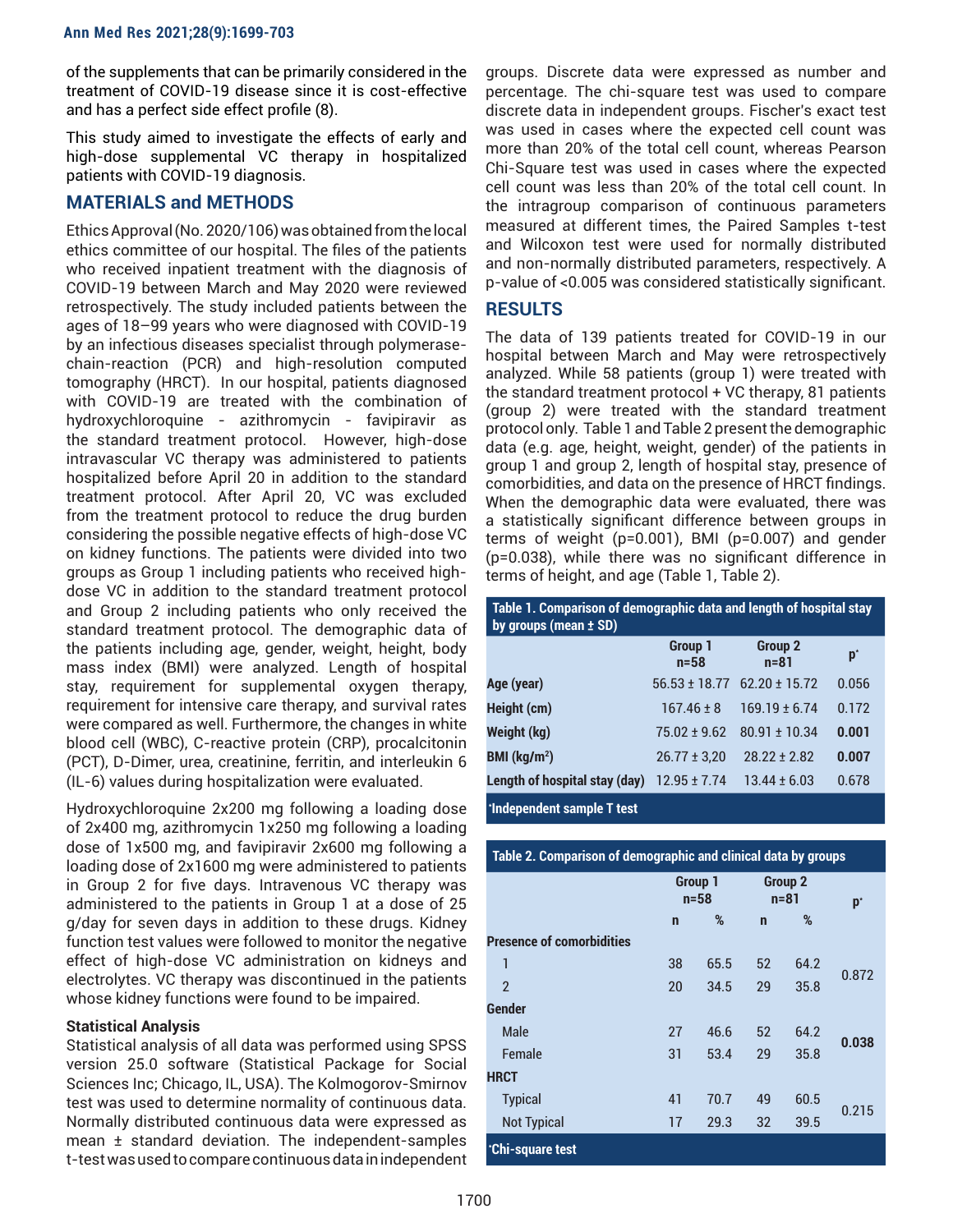of the supplements that can be primarily considered in the treatment of COVID-19 disease since it is cost-effective and has a perfect side effect profile (8).

This study aimed to investigate the effects of early and high-dose supplemental VC therapy in hospitalized patients with COVID-19 diagnosis.

## MATERIALS and METHODS

Ethics Approval (No. 2020/106) was obtained from the local ethics committee of our hospital. The files of the patients who received inpatient treatment with the diagnosis of COVID-19 between March and May 2020 were reviewed retrospectively. The study included patients between the ages of 18–99 years who were diagnosed with COVID-19 by an infectious diseases specialist through polymerase-chain-reaction (PCR) and high-resolution computed tomography (HRCT). In our hospital, patients diagnosed with COVID-19 are treated with the combination of hydroxychloroquine - azithromycin - favipiravir as the standard treatment protocol. However, high-dose intravascular VC therapy was administered to patients hospitalized before April 20 in addition to the standard treatment protocol. After April 20, VC was excluded from the treatment protocol to reduce the drug burden considering the possible negative effects of high-dose VC on kidney functions. The patients were divided into two groups as Group 1 including patients who received high-dose VC in addition to the standard treatment protocol and Group 2 including patients who only received the standard treatment protocol. The demographic data of the patients including age, gender, weight, height, body mass index (BMI) were analyzed. Length of hospital stay, requirement for supplemental oxygen therapy, requirement for intensive care therapy, and survival rates were compared as well. Furthermore, the changes in white blood cell (WBC), C-reactive protein (CRP), procalcitonin (PCT), D-Dimer, urea, creatinine, ferritin, and interleukin 6 (IL-6) values during hospitalization were evaluated.

Hydroxychloroquine 2x200 mg following a loading dose of 2x400 mg, azithromycin 1x250 mg following a loading dose of 1x500 mg, and favipiravir 2x600 mg following a loading dose of 2x1600 mg were administered to patients in Group 2 for five days. Intravenous VC therapy was administered to the patients in Group 1 at a dose of 25 g/day for seven days in addition to these drugs. Kidney function test values were followed to monitor the negative effect of high-dose VC administration on kidneys and electrolytes. VC therapy was discontinued in the patients whose kidney functions were found to be impaired.

### Statistical Analysis

Statistical analysis of all data was performed using SPSS version 25.0 software (Statistical Package for Social Sciences Inc; Chicago, IL, USA). The Kolmogorov-Smirnov test was used to determine normality of continuous data. Normally distributed continuous data were expressed as mean ± standard deviation. The independent-samples t-test was used to compare continuous data in independent groups. Discrete data were expressed as number and percentage. The chi-square test was used to compare discrete data in independent groups. Fischer's exact test was used in cases where the expected cell count was more than 20% of the total cell count, whereas Pearson Chi-Square test was used in cases where the expected cell count was less than 20% of the total cell count. In the intragroup comparison of continuous parameters measured at different times, the Paired Samples t-test and Wilcoxon test were used for normally distributed and non-normally distributed parameters, respectively. A p-value of <0.005 was considered statistically significant.

## RESULTS

The data of 139 patients treated for COVID-19 in our hospital between March and May were retrospectively analyzed. While 58 patients (group 1) were treated with the standard treatment protocol + VC therapy, 81 patients (group 2) were treated with the standard treatment protocol only. Table 1 and Table 2 present the demographic data (e.g. age, height, weight, gender) of the patients in group 1 and group 2, length of hospital stay, presence of comorbidities, and data on the presence of HRCT findings. When the demographic data were evaluated, there was a statistically significant difference between groups in terms of weight (p=0.001), BMI (p=0.007) and gender (p=0.038), while there was no significant difference in terms of height, and age (Table 1, Table 2).

**Table 1. Comparison of demographic data and length of hospital stay by groups (mean ± SD)**

| | Group 1 n=58 | Group 2 n=81 | p* |
|---|---|---|---|
| **Age (year)** | 56.53 ± 18.77 | 62.20 ± 15.72 | 0.056 |
| **Height (cm)** | 167.46 ± 8 | 169.19 ± 6.74 | 0.172 |
| **Weight (kg)** | 75.02 ± 9.62 | 80.91 ± 10.34 | **0.001** |
| **BMI (kg/m²)** | 26.77 ± 3,20 | 28.22 ± 2.82 | **0.007** |
| **Length of hospital stay (day)** | 12.95 ± 7.74 | 13.44 ± 6.03 | 0.678 |

*Independent sample T test

**Table 2. Comparison of demographic and clinical data by groups**

| | Group 1 n=58 | | Group 2 n=81 | | p* |
|---|---|---|---|---|---|
| | n | % | n | % | |
| **Presence of comorbidities** | | | | | |
| 1 | 38 | 65.5 | 52 | 64.2 | 0.872 |
| 2 | 20 | 34.5 | 29 | 35.8 | |
| **Gender** | | | | | |
| Male | 27 | 46.6 | 52 | 64.2 | **0.038** |
| Female | 31 | 53.4 | 29 | 35.8 | |
| **HRCT** | | | | | |
| Typical | 41 | 70.7 | 49 | 60.5 | 0.215 |
| Not Typical | 17 | 29.3 | 32 | 39.5 | |

*Chi-square test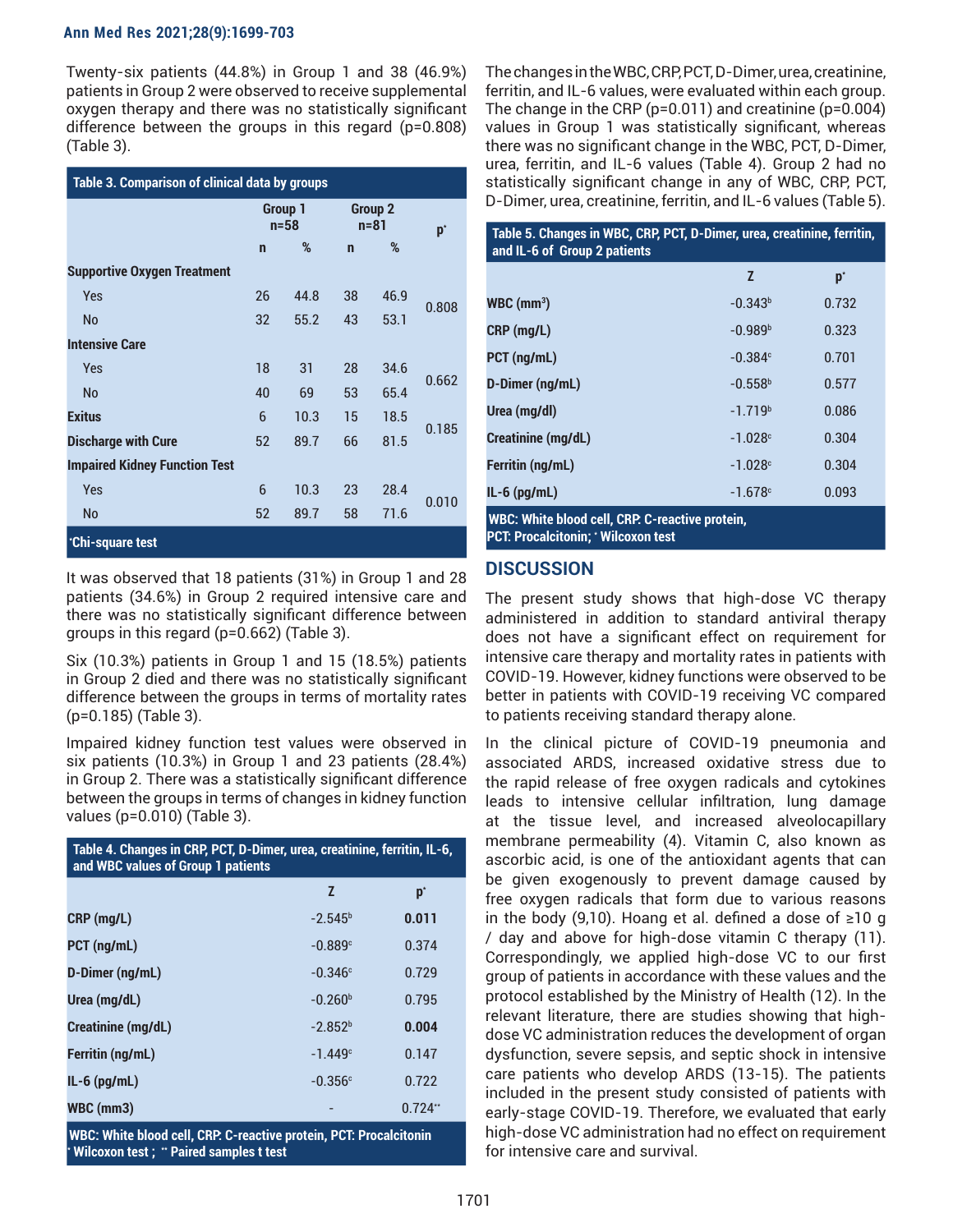Twenty-six patients (44.8%) in Group 1 and 38 (46.9%) patients in Group 2 were observed to receive supplemental oxygen therapy and there was no statistically significant difference between the groups in this regard (p=0.808) (Table 3).

**Table 3. Comparison of clinical data by groups**

| | Group 1 n=58 | | Group 2 n=81 | | p* |
|---|---|---|---|---|---|
| | n | % | n | % | |
| **Supportive Oxygen Treatment** | | | | | |
| Yes | 26 | 44.8 | 38 | 46.9 | 0.808 |
| No | 32 | 55.2 | 43 | 53.1 | |
| **Intensive Care** | | | | | |
| Yes | 18 | 31 | 28 | 34.6 | 0.662 |
| No | 40 | 69 | 53 | 65.4 | |
| **Exitus** | 6 | 10.3 | 15 | 18.5 | 0.185 |
| **Discharge with Cure** | 52 | 89.7 | 66 | 81.5 | |
| **Impaired Kidney Function Test** | | | | | |
| Yes | 6 | 10.3 | 23 | 28.4 | 0.010 |
| No | 52 | 89.7 | 58 | 71.6 | |

*Chi-square test

It was observed that 18 patients (31%) in Group 1 and 28 patients (34.6%) in Group 2 required intensive care and there was no statistically significant difference between groups in this regard (p=0.662) (Table 3).

Six (10.3%) patients in Group 1 and 15 (18.5%) patients in Group 2 died and there was no statistically significant difference between the groups in terms of mortality rates (p=0.185) (Table 3).

Impaired kidney function test values were observed in six patients (10.3%) in Group 1 and 23 patients (28.4%) in Group 2. There was a statistically significant difference between the groups in terms of changes in kidney function values (p=0.010) (Table 3).

**Table 4. Changes in CRP, PCT, D-Dimer, urea, creatinine, ferritin, IL-6, and WBC values of Group 1 patients**

| | Z | p* |
|---|---|---|
| CRP (mg/L) | -2.545[b] | **0.011** |
| PCT (ng/mL) | -0.889[c] | 0.374 |
| D-Dimer (ng/mL) | -0.346[c] | 0.729 |
| Urea (mg/dL) | -0.260[b] | 0.795 |
| Creatinine (mg/dL) | -2.852[b] | **0.004** |
| Ferritin (ng/mL) | -1.449[c] | 0.147 |
| IL-6 (pg/mL) | -0.356[c] | 0.722 |
| WBC (mm3) | - | 0.724** |

WBC: White blood cell, CRP: C-reactive protein, PCT: Procalcitonin
* Wilcoxon test ; ** Paired samples t test

The changes in the WBC, CRP, PCT, D-Dimer, urea, creatinine, ferritin, and IL-6 values, were evaluated within each group. The change in the CRP (p=0.011) and creatinine (p=0.004) values in Group 1 was statistically significant, whereas there was no significant change in the WBC, PCT, D-Dimer, urea, ferritin, and IL-6 values (Table 4). Group 2 had no statistically significant change in any of WBC, CRP, PCT, D-Dimer, urea, creatinine, ferritin, and IL-6 values (Table 5).

**Table 5. Changes in WBC, CRP, PCT, D-Dimer, urea, creatinine, ferritin, and IL-6 of Group 2 patients**

| | Z | p* |
|---|---|---|
| WBC ($mm^3$) | -0.343[b] | 0.732 |
| CRP (mg/L) | -0.989[b] | 0.323 |
| PCT (ng/mL) | -0.384[c] | 0.701 |
| D-Dimer (ng/mL) | -0.558[b] | 0.577 |
| Urea (mg/dl) | -1.719[b] | 0.086 |
| Creatinine (mg/dL) | -1.028[c] | 0.304 |
| Ferritin (ng/mL) | -1.028[c] | 0.304 |
| IL-6 (pg/mL) | -1.678[c] | 0.093 |

WBC: White blood cell, CRP: C-reactive protein, PCT: Procalcitonin; * Wilcoxon test

## DISCUSSION

The present study shows that high-dose VC therapy administered in addition to standard antiviral therapy does not have a significant effect on requirement for intensive care therapy and mortality rates in patients with COVID-19. However, kidney functions were observed to be better in patients with COVID-19 receiving VC compared to patients receiving standard therapy alone.

In the clinical picture of COVID-19 pneumonia and associated ARDS, increased oxidative stress due to the rapid release of free oxygen radicals and cytokines leads to intensive cellular infiltration, lung damage at the tissue level, and increased alveolocapillary membrane permeability (4). Vitamin C, also known as ascorbic acid, is one of the antioxidant agents that can be given exogenously to prevent damage caused by free oxygen radicals that form due to various reasons in the body (9,10). Hoang et al. defined a dose of ≥10 g / day and above for high-dose vitamin C therapy (11). Correspondingly, we applied high-dose VC to our first group of patients in accordance with these values and the protocol established by the Ministry of Health (12). In the relevant literature, there are studies showing that high-dose VC administration reduces the development of organ dysfunction, severe sepsis, and septic shock in intensive care patients who develop ARDS (13-15). The patients included in the present study consisted of patients with early-stage COVID-19. Therefore, we evaluated that early high-dose VC administration had no effect on requirement for intensive care and survival.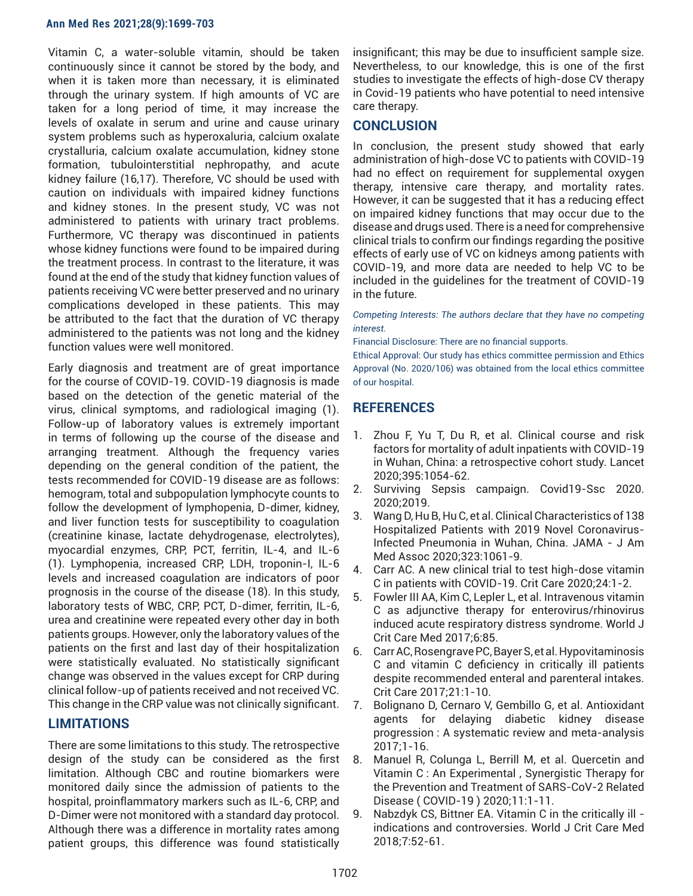Vitamin C, a water-soluble vitamin, should be taken continuously since it cannot be stored by the body, and when it is taken more than necessary, it is eliminated through the urinary system. If high amounts of VC are taken for a long period of time, it may increase the levels of oxalate in serum and urine and cause urinary system problems such as hyperoxaluria, calcium oxalate crystalluria, calcium oxalate accumulation, kidney stone formation, tubulointerstitial nephropathy, and acute kidney failure (16,17). Therefore, VC should be used with caution on individuals with impaired kidney functions and kidney stones. In the present study, VC was not administered to patients with urinary tract problems. Furthermore, VC therapy was discontinued in patients whose kidney functions were found to be impaired during the treatment process. In contrast to the literature, it was found at the end of the study that kidney function values of patients receiving VC were better preserved and no urinary complications developed in these patients. This may be attributed to the fact that the duration of VC therapy administered to the patients was not long and the kidney function values were well monitored.

Early diagnosis and treatment are of great importance for the course of COVID-19. COVID-19 diagnosis is made based on the detection of the genetic material of the virus, clinical symptoms, and radiological imaging (1). Follow-up of laboratory values is extremely important in terms of following up the course of the disease and arranging treatment. Although the frequency varies depending on the general condition of the patient, the tests recommended for COVID-19 disease are as follows: hemogram, total and subpopulation lymphocyte counts to follow the development of lymphopenia, D-dimer, kidney, and liver function tests for susceptibility to coagulation (creatinine kinase, lactate dehydrogenase, electrolytes), myocardial enzymes, CRP, PCT, ferritin, IL-4, and IL-6 (1). Lymphopenia, increased CRP, LDH, troponin-I, IL-6 levels and increased coagulation are indicators of poor prognosis in the course of the disease (18). In this study, laboratory tests of WBC, CRP, PCT, D-dimer, ferritin, IL-6, urea and creatinine were repeated every other day in both patients groups. However, only the laboratory values of the patients on the first and last day of their hospitalization were statistically evaluated. No statistically significant change was observed in the values except for CRP during clinical follow-up of patients received and not received VC. This change in the CRP value was not clinically significant.

## LIMITATIONS

There are some limitations to this study. The retrospective design of the study can be considered as the first limitation. Although CBC and routine biomarkers were monitored daily since the admission of patients to the hospital, proinflammatory markers such as IL-6, CRP, and D-Dimer were not monitored with a standard day protocol. Although there was a difference in mortality rates among patient groups, this difference was found statistically insignificant; this may be due to insufficient sample size. Nevertheless, to our knowledge, this is one of the first studies to investigate the effects of high-dose CV therapy in Covid-19 patients who have potential to need intensive care therapy.

## CONCLUSION

In conclusion, the present study showed that early administration of high-dose VC to patients with COVID-19 had no effect on requirement for supplemental oxygen therapy, intensive care therapy, and mortality rates. However, it can be suggested that it has a reducing effect on impaired kidney functions that may occur due to the disease and drugs used. There is a need for comprehensive clinical trials to confirm our findings regarding the positive effects of early use of VC on kidneys among patients with COVID-19, and more data are needed to help VC to be included in the guidelines for the treatment of COVID-19 in the future.

*Competing Interests: The authors declare that they have no competing interest.*

Financial Disclosure: There are no financial supports.

Ethical Approval: Our study has ethics committee permission and Ethics Approval (No. 2020/106) was obtained from the local ethics committee of our hospital.

## REFERENCES

1. Zhou F, Yu T, Du R, et al. Clinical course and risk factors for mortality of adult inpatients with COVID-19 in Wuhan, China: a retrospective cohort study. Lancet 2020;395:1054-62.
2. Surviving Sepsis campaign. Covid19-Ssc 2020. 2020;2019.
3. Wang D, Hu B, Hu C, et al. Clinical Characteristics of 138 Hospitalized Patients with 2019 Novel Coronavirus-Infected Pneumonia in Wuhan, China. JAMA - J Am Med Assoc 2020;323:1061-9.
4. Carr AC. A new clinical trial to test high-dose vitamin C in patients with COVID-19. Crit Care 2020;24:1-2.
5. Fowler III AA, Kim C, Lepler L, et al. Intravenous vitamin C as adjunctive therapy for enterovirus/rhinovirus induced acute respiratory distress syndrome. World J Crit Care Med 2017;6:85.
6. Carr AC, Rosengrave PC, Bayer S, et al. Hypovitaminosis C and vitamin C deficiency in critically ill patients despite recommended enteral and parenteral intakes. Crit Care 2017;21:1-10.
7. Bolignano D, Cernaro V, Gembillo G, et al. Antioxidant agents for delaying diabetic kidney disease progression : A systematic review and meta-analysis 2017;1-16.
8. Manuel R, Colunga L, Berrill M, et al. Quercetin and Vitamin C : An Experimental , Synergistic Therapy for the Prevention and Treatment of SARS-CoV-2 Related Disease ( COVID-19 ) 2020;11:1-11.
9. Nabzdyk CS, Bittner EA. Vitamin C in the critically ill - indications and controversies. World J Crit Care Med 2018;7:52-61.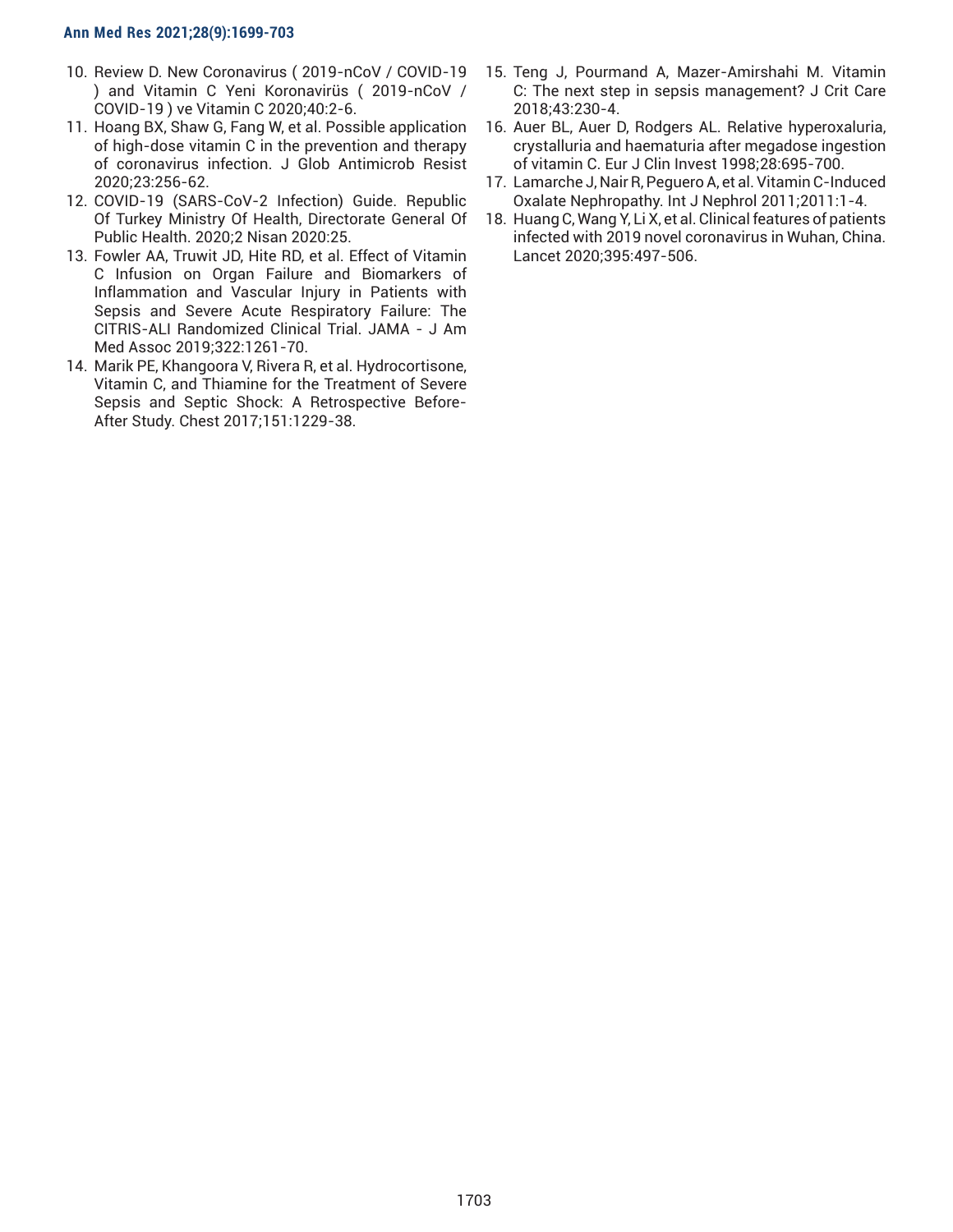10. Review D. New Coronavirus ( 2019-nCoV / COVID-19 ) and Vitamin C Yeni Koronavirüs ( 2019-nCoV / COVID-19 ) ve Vitamin C 2020;40:2-6.
11. Hoang BX, Shaw G, Fang W, et al. Possible application of high-dose vitamin C in the prevention and therapy of coronavirus infection. J Glob Antimicrob Resist 2020;23:256-62.
12. COVID-19 (SARS-CoV-2 Infection) Guide. Republic Of Turkey Ministry Of Health, Directorate General Of Public Health. 2020;2 Nisan 2020:25.
13. Fowler AA, Truwit JD, Hite RD, et al. Effect of Vitamin C Infusion on Organ Failure and Biomarkers of Inflammation and Vascular Injury in Patients with Sepsis and Severe Acute Respiratory Failure: The CITRIS-ALI Randomized Clinical Trial. JAMA - J Am Med Assoc 2019;322:1261-70.
14. Marik PE, Khangoora V, Rivera R, et al. Hydrocortisone, Vitamin C, and Thiamine for the Treatment of Severe Sepsis and Septic Shock: A Retrospective Before-After Study. Chest 2017;151:1229-38.
15. Teng J, Pourmand A, Mazer-Amirshahi M. Vitamin C: The next step in sepsis management? J Crit Care 2018;43:230-4.
16. Auer BL, Auer D, Rodgers AL. Relative hyperoxaluria, crystalluria and haematuria after megadose ingestion of vitamin C. Eur J Clin Invest 1998;28:695-700.
17. Lamarche J, Nair R, Peguero A, et al. Vitamin C-Induced Oxalate Nephropathy. Int J Nephrol 2011;2011:1-4.
18. Huang C, Wang Y, Li X, et al. Clinical features of patients infected with 2019 novel coronavirus in Wuhan, China. Lancet 2020;395:497-506.